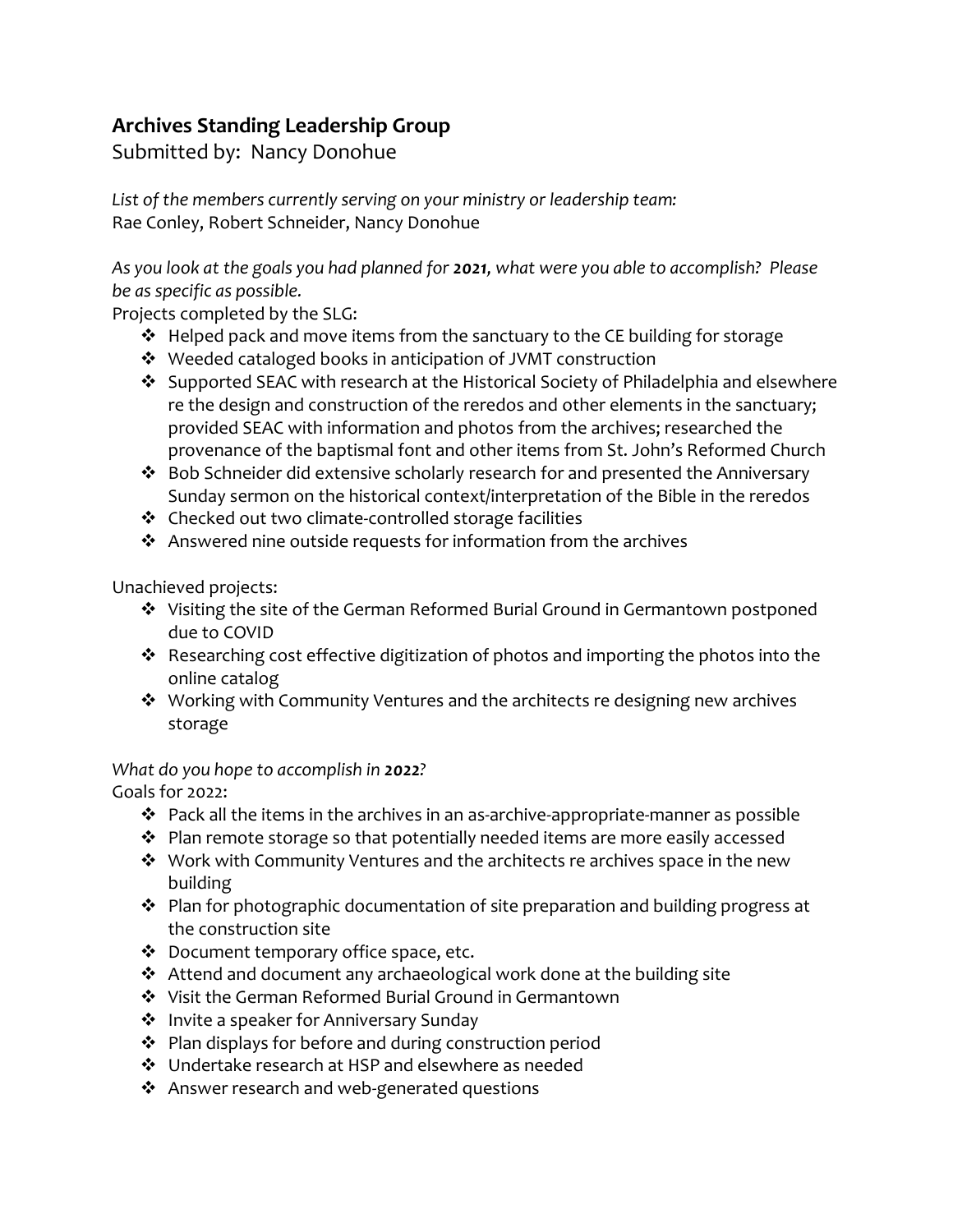## Archives Standing Leadership Group

Submitted by: Nancy Donohue

*List of the members currently serving on your ministry or leadership team:*
Rae Conley, Robert Schneider, Nancy Donohue

*As you look at the goals you had planned for **2021**, what were you able to accomplish? Please be as specific as possible.*

Projects completed by the SLG:

- Helped pack and move items from the sanctuary to the CE building for storage
- Weeded cataloged books in anticipation of JVMT construction
- Supported SEAC with research at the Historical Society of Philadelphia and elsewhere re the design and construction of the reredos and other elements in the sanctuary; provided SEAC with information and photos from the archives; researched the provenance of the baptismal font and other items from St. John's Reformed Church
- Bob Schneider did extensive scholarly research for and presented the Anniversary Sunday sermon on the historical context/interpretation of the Bible in the reredos
- Checked out two climate-controlled storage facilities
- Answered nine outside requests for information from the archives

Unachieved projects:

- Visiting the site of the German Reformed Burial Ground in Germantown postponed due to COVID
- Researching cost effective digitization of photos and importing the photos into the online catalog
- Working with Community Ventures and the architects re designing new archives storage

*What do you hope to accomplish in **2022**?*

Goals for 2022:

- Pack all the items in the archives in an as-archive-appropriate-manner as possible
- Plan remote storage so that potentially needed items are more easily accessed
- Work with Community Ventures and the architects re archives space in the new building
- Plan for photographic documentation of site preparation and building progress at the construction site
- Document temporary office space, etc.
- Attend and document any archaeological work done at the building site
- Visit the German Reformed Burial Ground in Germantown
- Invite a speaker for Anniversary Sunday
- Plan displays for before and during construction period
- Undertake research at HSP and elsewhere as needed
- Answer research and web-generated questions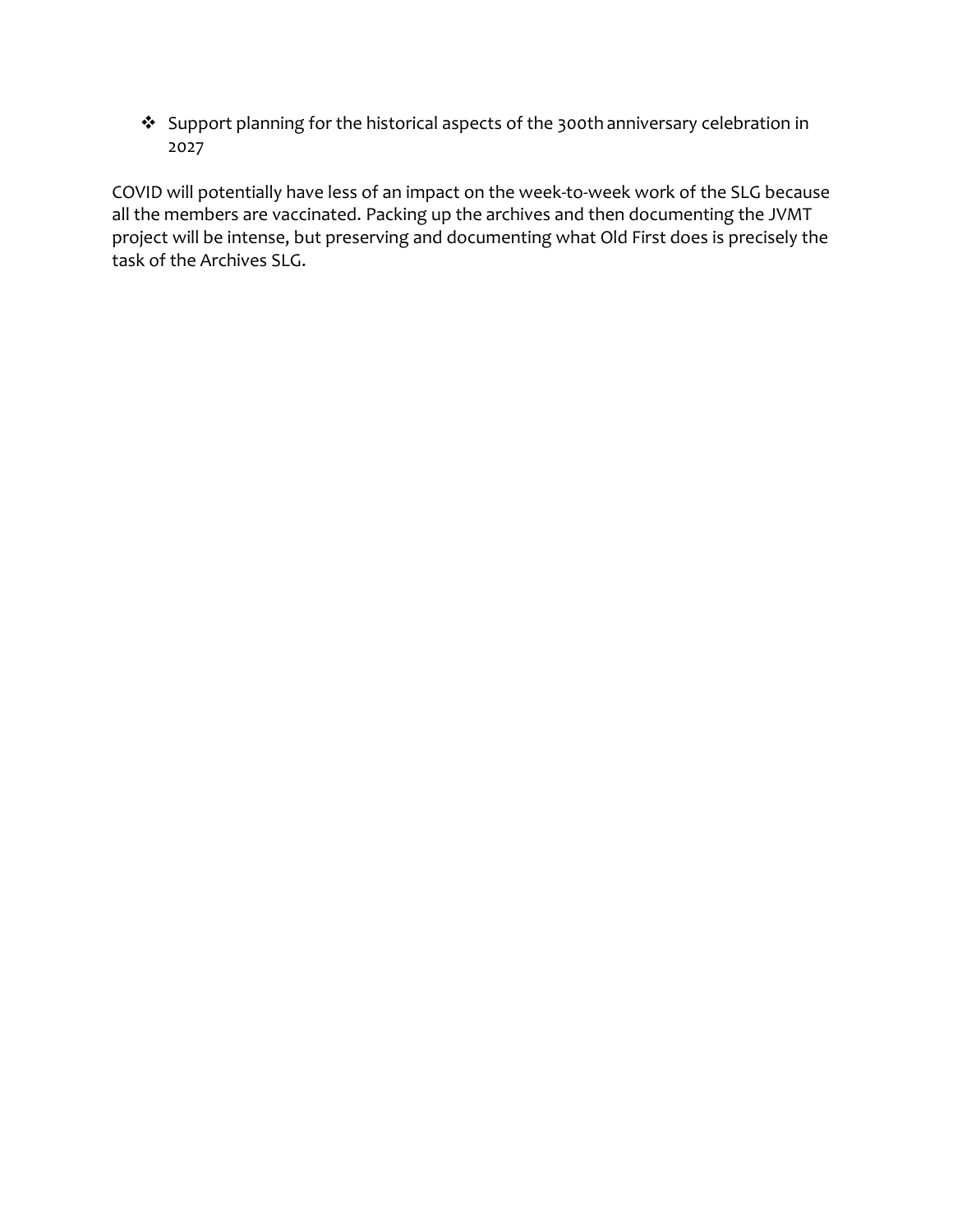- Support planning for the historical aspects of the 300th anniversary celebration in 2027

COVID will potentially have less of an impact on the week-to-week work of the SLG because all the members are vaccinated. Packing up the archives and then documenting the JVMT project will be intense, but preserving and documenting what Old First does is precisely the task of the Archives SLG.